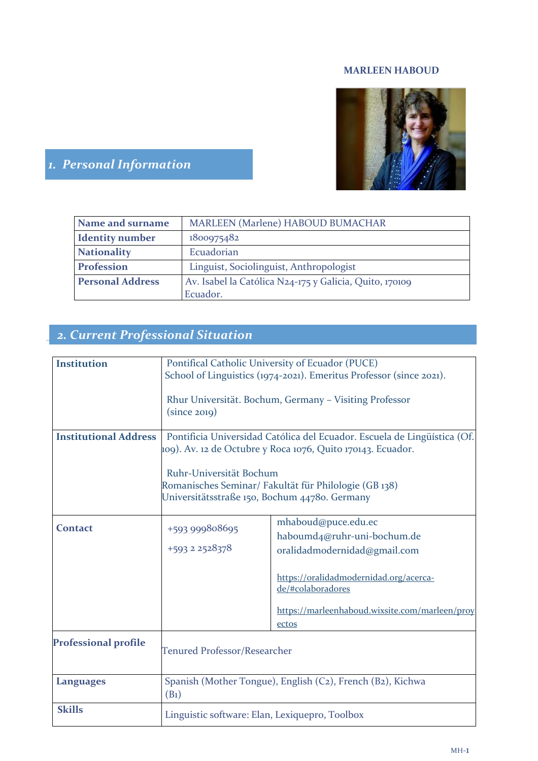**MARLEEN HABOUD**

## 1. *Personal Information*

| | |
|---|---|
| **Name and surname** | MARLEEN (Marlene) HABOUD BUMACHAR |
| **Identity number** | 1800975482 |
| **Nationality** | Ecuadorian |
| **Profession** | Linguist, Sociolinguist, Anthropologist |
| **Personal Address** | Av. Isabel la Católica N24-175 y Galicia, Quito, 170109 Ecuador. |

## 2. *Current Professional Situation*

| | | |
|---|---|---|
| **Institution** | Pontifical Catholic University of Ecuador (PUCE) School of Linguistics (1974-2021). Emeritus Professor (since 2021). <br><br> Rhur Universität. Bochum, Germany – Visiting Professor (since 2019) | |
| **Institutional Address** | Pontificia Universidad Católica del Ecuador. Escuela de Lingüística (Of. 109). Av. 12 de Octubre y Roca 1076, Quito 170143. Ecuador. <br><br> Ruhr-Universität Bochum Romanisches Seminar/ Fakultät für Philologie (GB 138) Universitätsstraße 150, Bochum 44780. Germany | |
| **Contact** | +593 999808695 <br> +593 2 2528378 | mhaboud@puce.edu.ec <br> haboumd4@ruhr-uni-bochum.de <br> oralidadmodernidad@gmail.com <br><br> https://oralidadmodernidad.org/acerca-de/#colaboradores <br><br> https://marleenhaboud.wixsite.com/marleen/proyectos |
| **Professional profile** | Tenured Professor/Researcher | |
| **Languages** | Spanish (Mother Tongue), English (C2), French (B2), Kichwa (B1) | |
| **Skills** | Linguistic software: Elan, Lexiquepro, Toolbox | |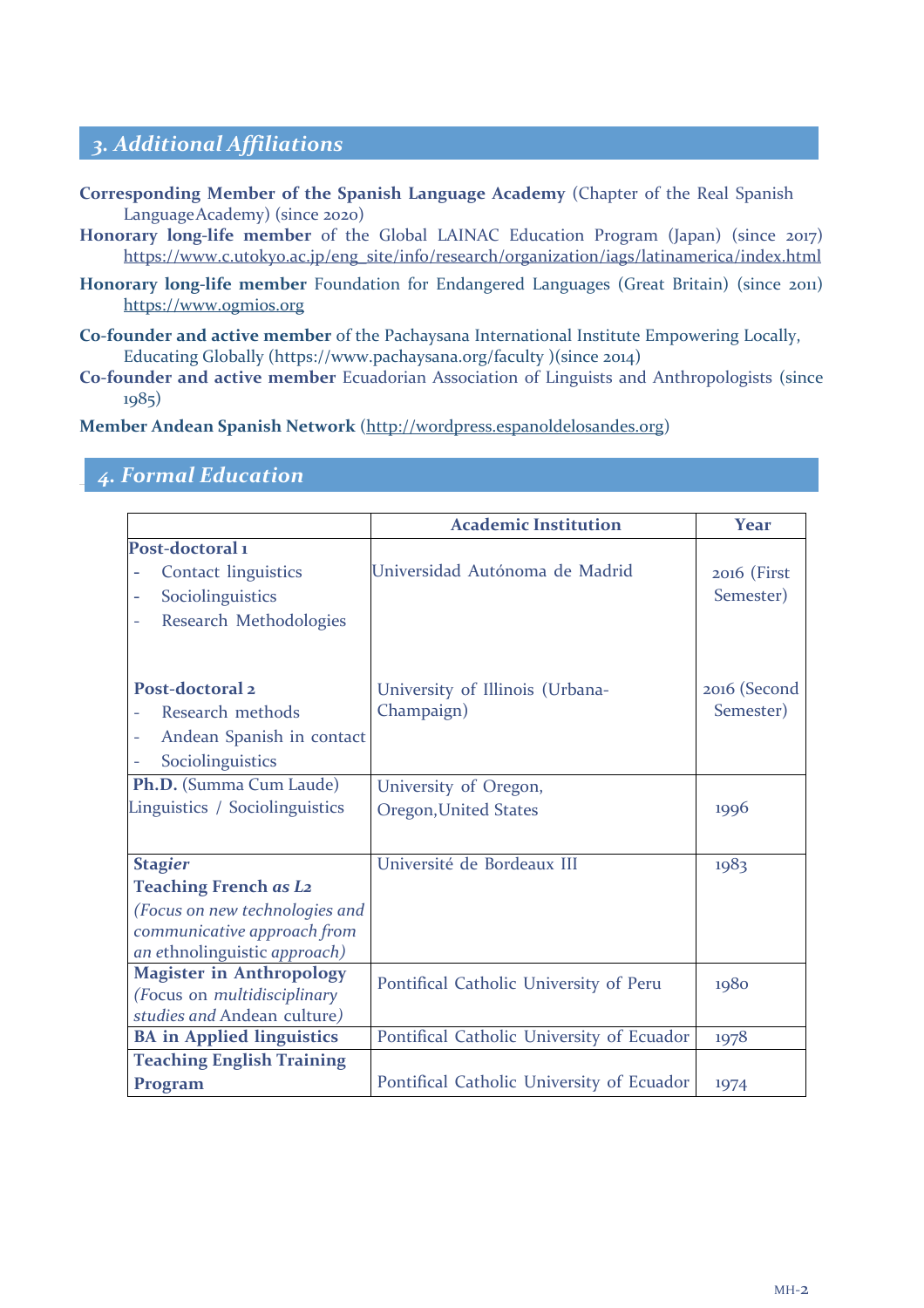## 3. Additional Affiliations

**Corresponding Member of the Spanish Language Academy** (Chapter of the Real Spanish Language Academy) (since 2020)

**Honorary long-life member** of the Global LAINAC Education Program (Japan) (since 2017) https://www.c.utokyo.ac.jp/eng_site/info/research/organization/iags/latinamerica/index.html

**Honorary long-life member** Foundation for Endangered Languages (Great Britain) (since 2011) https://www.ogmios.org

**Co-founder and active member** of the Pachaysana International Institute Empowering Locally, Educating Globally (https://www.pachaysana.org/faculty )(since 2014)

**Co-founder and active member** Ecuadorian Association of Linguists and Anthropologists (since 1985)

**Member Andean Spanish Network** (http://wordpress.espanoldelosandes.org)

## 4. Formal Education

| | Academic Institution | Year |
|---|---|---|
| **Post-doctoral 1**<br>- Contact linguistics<br>- Sociolinguistics<br>- Research Methodologies | Universidad Autónoma de Madrid | 2016 (First Semester) |
| **Post-doctoral 2**<br>- Research methods<br>- Andean Spanish in contact<br>- Sociolinguistics | University of Illinois (Urbana-Champaign) | 2016 (Second Semester) |
| **Ph.D.** (Summa Cum Laude)<br>Linguistics / Sociolinguistics | University of Oregon, Oregon,United States | 1996 |
| ***Stagier***<br>**Teaching French *as L2***<br>*(Focus on new technologies and communicative approach from an ethnolinguistic approach)* | Université de Bordeaux III | 1983 |
| **Magister in Anthropology**<br>*(Focus on multidisciplinary studies and Andean culture)* | Pontifical Catholic University of Peru | 1980 |
| **BA in Applied linguistics** | Pontifical Catholic University of Ecuador | 1978 |
| **Teaching English Training Program** | Pontifical Catholic University of Ecuador | 1974 |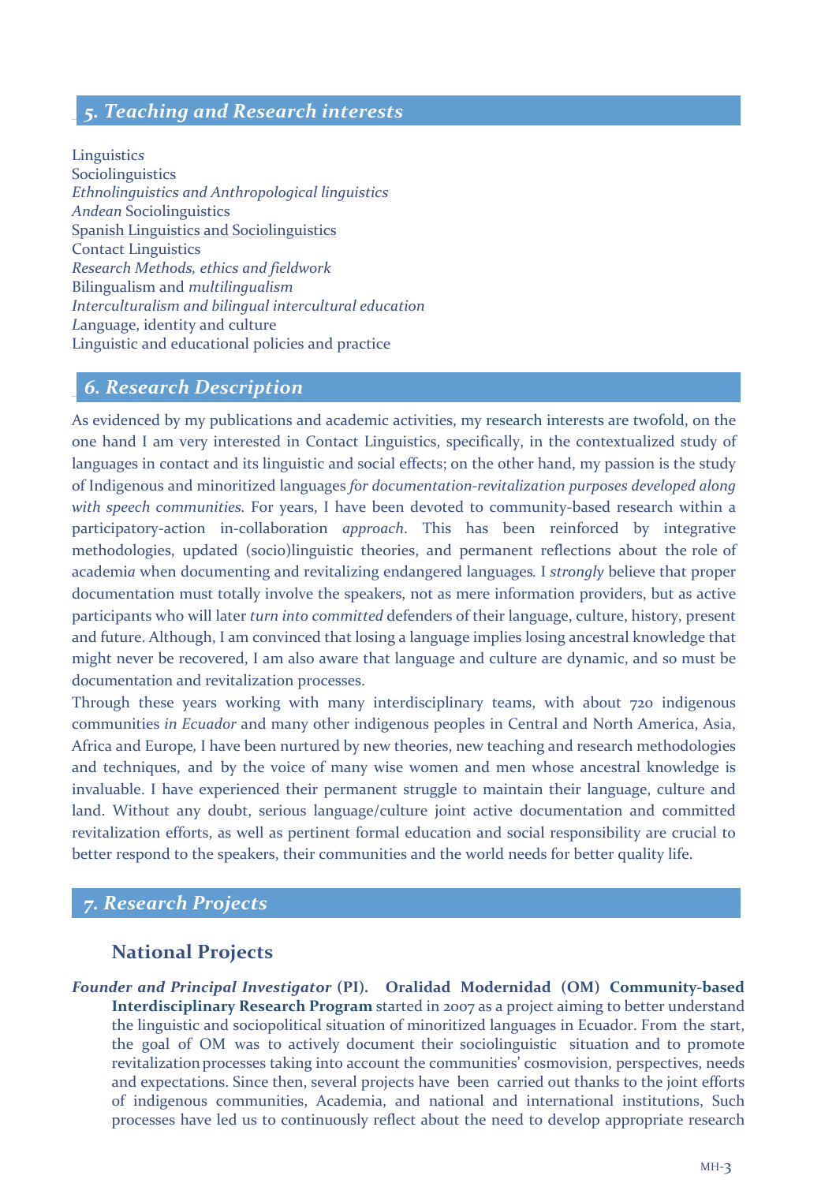## *5. Teaching and Research interests*

Linguistics
Sociolinguistics
*Ethnolinguistics and Anthropological linguistics*
*Andean* Sociolinguistics
Spanish Linguistics and Sociolinguistics
Contact Linguistics
*Research Methods, ethics and fieldwork*
Bilingualism and *multilingualism*
*Interculturalism and bilingual intercultural education*
Language, identity and culture
Linguistic and educational policies and practice

## *6. Research Description*

As evidenced by my publications and academic activities, my research interests are twofold, on the one hand I am very interested in Contact Linguistics, specifically, in the contextualized study of languages in contact and its linguistic and social effects; on the other hand, my passion is the study of Indigenous and minoritized languages *for documentation-revitalization purposes developed along with speech communities.* For years, I have been devoted to community-based research within a participatory-action in-collaboration *approach*. This has been reinforced by integrative methodologies, updated (socio)linguistic theories, and permanent reflections about the role of academia when documenting and revitalizing endangered languages. I *strongly* believe that proper documentation must totally involve the speakers, not as mere information providers, but as active participants who will later *turn into committed* defenders of their language, culture, history, present and future. Although, I am convinced that losing a language implies losing ancestral knowledge that might never be recovered, I am also aware that language and culture are dynamic, and so must be documentation and revitalization processes.

Through these years working with many interdisciplinary teams, with about 720 indigenous communities *in Ecuador* and many other indigenous peoples in Central and North America, Asia, Africa and Europe, I have been nurtured by new theories, new teaching and research methodologies and techniques, and by the voice of many wise women and men whose ancestral knowledge is invaluable. I have experienced their permanent struggle to maintain their language, culture and land. Without any doubt, serious language/culture joint active documentation and committed revitalization efforts, as well as pertinent formal education and social responsibility are crucial to better respond to the speakers, their communities and the world needs for better quality life.

## *7. Research Projects*

### National Projects

***Founder and Principal Investigator* (PI). Oralidad Modernidad (OM) Community-based Interdisciplinary Research Program** started in 2007 as a project aiming to better understand the linguistic and sociopolitical situation of minoritized languages in Ecuador. From the start, the goal of OM was to actively document their sociolinguistic situation and to promote revitalization processes taking into account the communities' cosmovision, perspectives, needs and expectations. Since then, several projects have been carried out thanks to the joint efforts of indigenous communities, Academia, and national and international institutions, Such processes have led us to continuously reflect about the need to develop appropriate research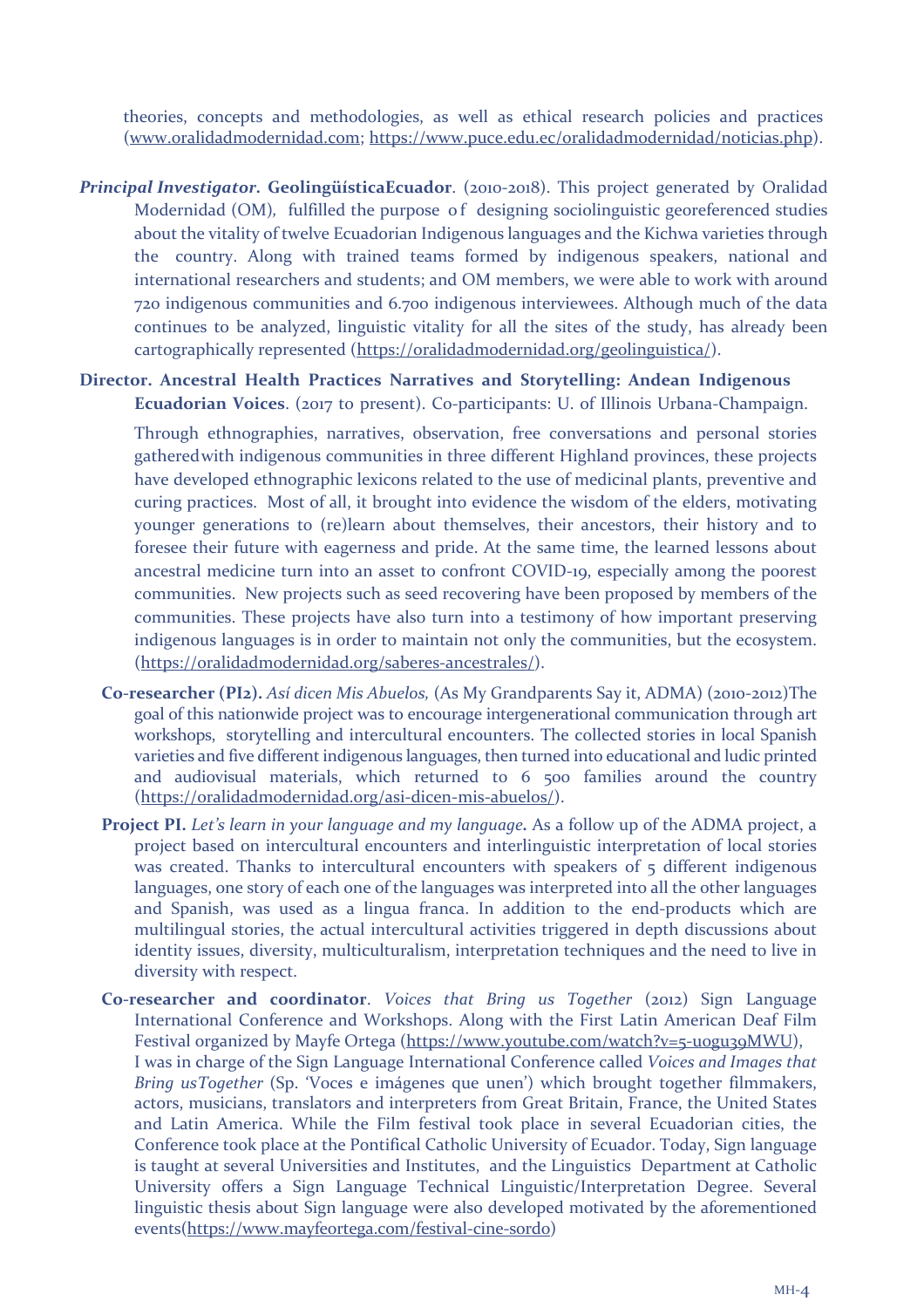theories, concepts and methodologies, as well as ethical research policies and practices (www.oralidadmodernidad.com; https://www.puce.edu.ec/oralidadmodernidad/noticias.php).

***Principal Investigator.*** **GeolingüísticaEcuador**. (2010-2018). This project generated by Oralidad Modernidad (OM), fulfilled the purpose of designing sociolinguistic georeferenced studies about the vitality of twelve Ecuadorian Indigenous languages and the Kichwa varieties through the country. Along with trained teams formed by indigenous speakers, national and international researchers and students; and OM members, we were able to work with around 720 indigenous communities and 6.700 indigenous interviewees. Although much of the data continues to be analyzed, linguistic vitality for all the sites of the study, has already been cartographically represented (https://oralidadmodernidad.org/geolinguistica/).

**Director. Ancestral Health Practices Narratives and Storytelling: Andean Indigenous Ecuadorian Voices**. (2017 to present). Co-participants: U. of Illinois Urbana-Champaign.

Through ethnographies, narratives, observation, free conversations and personal stories gathered with indigenous communities in three different Highland provinces, these projects have developed ethnographic lexicons related to the use of medicinal plants, preventive and curing practices. Most of all, it brought into evidence the wisdom of the elders, motivating younger generations to (re)learn about themselves, their ancestors, their history and to foresee their future with eagerness and pride. At the same time, the learned lessons about ancestral medicine turn into an asset to confront COVID-19, especially among the poorest communities. New projects such as seed recovering have been proposed by members of the communities. These projects have also turn into a testimony of how important preserving indigenous languages is in order to maintain not only the communities, but the ecosystem. (https://oralidadmodernidad.org/saberes-ancestrales/).

**Co-researcher (PI2).** *Así dicen Mis Abuelos,* (As My Grandparents Say it, ADMA) (2010-2012)The goal of this nationwide project was to encourage intergenerational communication through art workshops, storytelling and intercultural encounters. The collected stories in local Spanish varieties and five different indigenous languages, then turned into educational and ludic printed and audiovisual materials, which returned to 6 500 families around the country (https://oralidadmodernidad.org/asi-dicen-mis-abuelos/).

**Project PI.** *Let's learn in your language and my language***.** As a follow up of the ADMA project, a project based on intercultural encounters and interlinguistic interpretation of local stories was created. Thanks to intercultural encounters with speakers of 5 different indigenous languages, one story of each one of the languages was interpreted into all the other languages and Spanish, was used as a lingua franca. In addition to the end-products which are multilingual stories, the actual intercultural activities triggered in depth discussions about identity issues, diversity, multiculturalism, interpretation techniques and the need to live in diversity with respect.

**Co-researcher and coordinator**. *Voices that Bring us Together* (2012) Sign Language International Conference and Workshops. Along with the First Latin American Deaf Film Festival organized by Mayfe Ortega (https://www.youtube.com/watch?v=5-u0gu39MWU), I was in charge of the Sign Language International Conference called *Voices and Images that Bring usTogether* (Sp. 'Voces e imágenes que unen') which brought together filmmakers, actors, musicians, translators and interpreters from Great Britain, France, the United States and Latin America. While the Film festival took place in several Ecuadorian cities, the Conference took place at the Pontifical Catholic University of Ecuador. Today, Sign language is taught at several Universities and Institutes, and the Linguistics Department at Catholic University offers a Sign Language Technical Linguistic/Interpretation Degree. Several linguistic thesis about Sign language were also developed motivated by the aforementioned events(https://www.mayfeortega.com/festival-cine-sordo)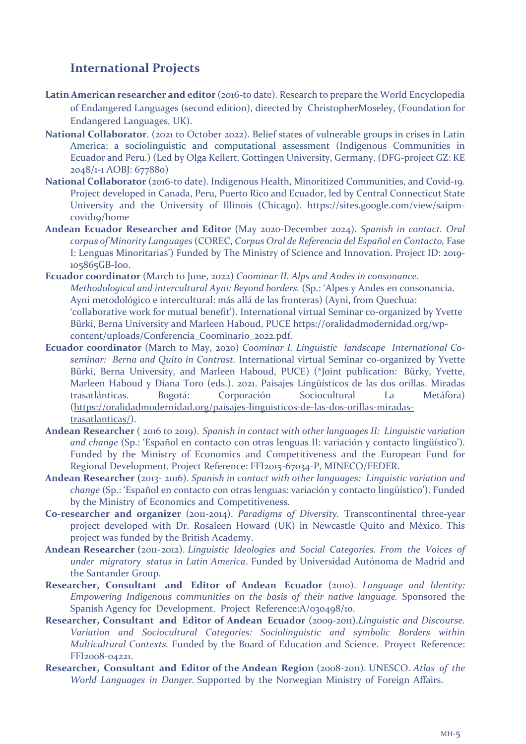## International Projects

**Latin American researcher and editor** (2016-to date). Research to prepare the World Encyclopedia of Endangered Languages (second edition), directed by ChristopherMoseley, (Foundation for Endangered Languages, UK).

**National Collaborator**. (2021 to October 2022). Belief states of vulnerable groups in crises in Latin America: a sociolinguistic and computational assessment (Indigenous Communities in Ecuador and Peru.) (Led by Olga Kellert. Gottingen University, Germany. (DFG-project GZ: KE 2048/1-1 AOBJ: 677880)

**National Collaborator** (2016-to date). Indigenous Health, Minoritized Communities, and Covid-19. Project developed in Canada, Peru, Puerto Rico and Ecuador, led by Central Connecticut State University and the University of Illinois (Chicago). https://sites.google.com/view/saipm-covid19/home

**Andean Ecuador Researcher and Editor** (May 2020-December 2024). *Spanish in contact. Oral corpus of Minority Languages* (COREC, *Corpus Oral de Referencia del Español en Contacto,* Fase I: Lenguas Minoritarias') Funded by The Ministry of Science and Innovation. Project ID: 2019-105865GB-I00.

**Ecuador coordinator** (March to June, 2022) *Coominar II. Alps and Andes in consonance. Methodological and intercultural Ayni: Beyond borders.* (Sp.: 'Alpes y Andes en consonancia. Ayni metodológico e intercultural: más allá de las fronteras) (Ayni, from Quechua: 'collaborative work for mutual benefit'). International virtual Seminar co-organized by Yvette Bürki, Berna University and Marleen Haboud, PUCE https://oralidadmodernidad.org/wp-content/uploads/Conferencia_Coominario_2022.pdf.

**Ecuador coordinator** (March to May, 2020) *Coominar I. Linguistic landscape International Co-seminar: Berna and Quito in Contrast.* International virtual Seminar co-organized by Yvette Bürki, Berna University, and Marleen Haboud, PUCE) (*Joint publication: Bürky, Yvette, Marleen Haboud y Diana Toro (eds.). 2021. Paisajes Lingüísticos de las dos orillas. Miradas trasatlánticas. Bogotá: Corporación Sociocultural La Metáfora) (https://oralidadmodernidad.org/paisajes-linguisticos-de-las-dos-orillas-miradas-trasatlanticas/).

**Andean Researcher** ( 2016 to 2019). *Spanish in contact with other languages II: Linguistic variation and change* (Sp.: 'Español en contacto con otras lenguas II: variación y contacto lingüístico'). Funded by the Ministry of Economics and Competitiveness and the European Fund for Regional Development. Project Reference: FFI2015-67034-P, MINECO/FEDER.

**Andean Researcher** (2013- 2016). *Spanish in contact with other languages: Linguistic variation and change* (Sp.: 'Español en contacto con otras lenguas: variación y contacto lingüístico'). Funded by the Ministry of Economics and Competitiveness.

**Co-researcher and organizer** (2011-2014). *Paradigms of Diversity.* Transcontinental three-year project developed with Dr. Rosaleen Howard (UK) in Newcastle Quito and México. This project was funded by the British Academy.

**Andean Researcher** (2011-2012). *Linguistic Ideologies and Social Categories. From the Voices of under migratory status in Latin America*. Funded by Universidad Autónoma de Madrid and the Santander Group.

**Researcher, Consultant and Editor of Andean Ecuador** (2010). *Language and Identity: Empowering Indigenous communities on the basis of their native language.* Sponsored the Spanish Agency for Development. Project Reference:A/030498/10.

**Researcher, Consultant and Editor of Andean Ecuador** (2009-2011).*Linguistic and Discourse. Variation and Sociocultural Categories: Sociolinguistic and symbolic Borders within Multicultural Contexts.* Funded by the Board of Education and Science. Proyect Reference: FFI2008-04221.

**Researcher, Consultant and Editor of the Andean Region** (2008-2011). UNESCO. *Atlas of the World Languages in Danger.* Supported by the Norwegian Ministry of Foreign Affairs.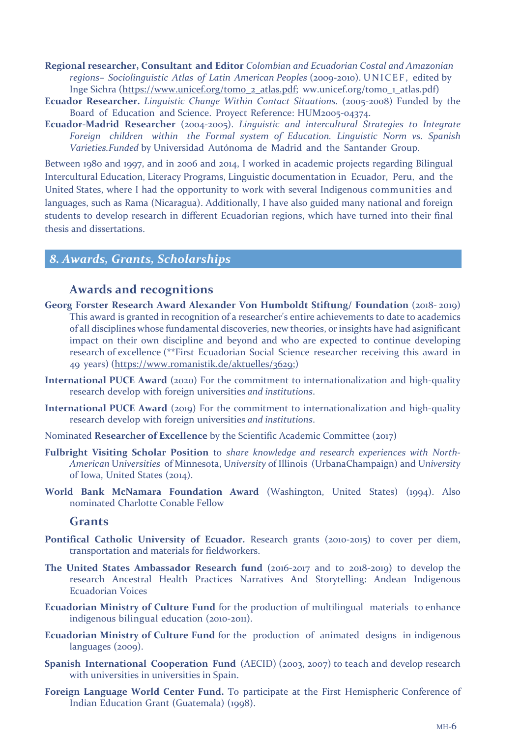**Regional researcher, Consultant and Editor** *Colombian and Ecuadorian Costal and Amazonian regions– Sociolinguistic Atlas of Latin American Peoples* (2009-2010). UNICEF, edited by Inge Sichra (https://www.unicef.org/tomo_2_atlas.pdf; ww.unicef.org/tomo_1_atlas.pdf)

**Ecuador Researcher.** *Linguistic Change Within Contact Situations.* (2005-2008) Funded by the Board of Education and Science. Proyect Reference: HUM2005-04374.

**Ecuador-Madrid Researcher** (2004-2005). *Linguistic and intercultural Strategies to Integrate Foreign children within the Formal system of Education. Linguistic Norm vs. Spanish Varieties.Funded* by Universidad Autónoma de Madrid and the Santander Group.

Between 1980 and 1997, and in 2006 and 2014, I worked in academic projects regarding Bilingual Intercultural Education, Literacy Programs, Linguistic documentation in Ecuador, Peru, and the United States, where I had the opportunity to work with several Indigenous communities and languages, such as Rama (Nicaragua). Additionally, I have also guided many national and foreign students to develop research in different Ecuadorian regions, which have turned into their final thesis and dissertations.

## *8. Awards, Grants, Scholarships*

### Awards and recognitions

**Georg Forster Research Award Alexander Von Humboldt Stiftung/ Foundation** (2018- 2019) This award is granted in recognition of a researcher's entire achievements to date to academics of all disciplines whose fundamental discoveries, new theories, or insights have had asignificant impact on their own discipline and beyond and who are expected to continue developing research of excellence (**First Ecuadorian Social Science researcher receiving this award in 49 years) (https://www.romanistik.de/aktuelles/3629;)

**International PUCE Award** (2020) For the commitment to internationalization and high-quality research develop with foreign universities *and institutions*.

**International PUCE Award** (2019) For the commitment to internationalization and high-quality research develop with foreign universities *and institutions*.

Nominated **Researcher of Excellence** by the Scientific Academic Committee (2017)

**Fulbright Visiting Scholar Position** to *share knowledge and research experiences with North-American* Universities of Minnesota, University of Illinois (UrbanaChampaign) and University of Iowa, United States (2014).

**World Bank McNamara Foundation Award** (Washington, United States) (1994). Also nominated Charlotte Conable Fellow

### Grants

**Pontifical Catholic University of Ecuador.** Research grants (2010-2015) to cover per diem, transportation and materials for fieldworkers.

**The United States Ambassador Research fund** (2016-2017 and to 2018-2019) to develop the research Ancestral Health Practices Narratives And Storytelling: Andean Indigenous Ecuadorian Voices

**Ecuadorian Ministry of Culture Fund** for the production of multilingual materials to enhance indigenous bilingual education (2010-2011).

**Ecuadorian Ministry of Culture Fund** for the production of animated designs in indigenous languages (2009).

**Spanish International Cooperation Fund** (AECID) (2003, 2007) to teach and develop research with universities in universities in Spain.

**Foreign Language World Center Fund.** To participate at the First Hemispheric Conference of Indian Education Grant (Guatemala) (1998).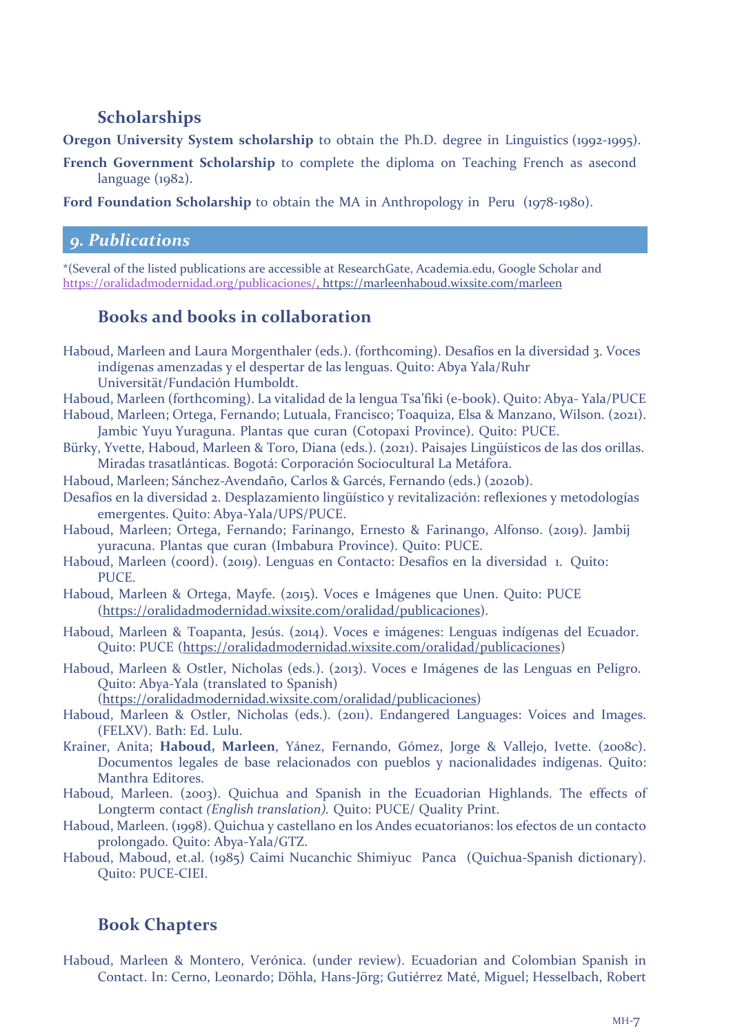## Scholarships

**Oregon University System scholarship** to obtain the Ph.D. degree in Linguistics (1992-1995).

**French Government Scholarship** to complete the diploma on Teaching French as asecond language (1982).

**Ford Foundation Scholarship** to obtain the MA in Anthropology in Peru (1978-1980).

# 9. Publications

*(Several of the listed publications are accessible at ResearchGate, Academia.edu, Google Scholar and https://oralidadmodernidad.org/publicaciones/, https://marleenhaboud.wixsite.com/marleen

## Books and books in collaboration

Haboud, Marleen and Laura Morgenthaler (eds.). (forthcoming). Desafíos en la diversidad 3. Voces indígenas amenzadas y el despertar de las lenguas. Quito: Abya Yala/Ruhr Universität/Fundación Humboldt.

Haboud, Marleen (forthcoming). La vitalidad de la lengua Tsa'fiki (e-book). Quito: Abya- Yala/PUCE

Haboud, Marleen; Ortega, Fernando; Lutuala, Francisco; Toaquiza, Elsa & Manzano, Wilson. (2021). Jambic Yuyu Yuraguna. Plantas que curan (Cotopaxi Province). Quito: PUCE.

Bürky, Yvette, Haboud, Marleen & Toro, Diana (eds.). (2021). Paisajes Lingüísticos de las dos orillas. Miradas trasatlánticas. Bogotá: Corporación Sociocultural La Metáfora.

Haboud, Marleen; Sánchez-Avendaño, Carlos & Garcés, Fernando (eds.) (2020b).

Desafíos en la diversidad 2. Desplazamiento lingüístico y revitalización: reflexiones y metodologías emergentes. Quito: Abya-Yala/UPS/PUCE.

Haboud, Marleen; Ortega, Fernando; Farinango, Ernesto & Farinango, Alfonso. (2019). Jambij yuracuna. Plantas que curan (Imbabura Province). Quito: PUCE.

Haboud, Marleen (coord). (2019). Lenguas en Contacto: Desafíos en la diversidad 1. Quito: PUCE.

Haboud, Marleen & Ortega, Mayfe. (2015). Voces e Imágenes que Unen. Quito: PUCE (https://oralidadmodernidad.wixsite.com/oralidad/publicaciones).

Haboud, Marleen & Toapanta, Jesús. (2014). Voces e imágenes: Lenguas indígenas del Ecuador. Quito: PUCE (https://oralidadmodernidad.wixsite.com/oralidad/publicaciones)

Haboud, Marleen & Ostler, Nicholas (eds.). (2013). Voces e Imágenes de las Lenguas en Peligro. Quito: Abya-Yala (translated to Spanish) (https://oralidadmodernidad.wixsite.com/oralidad/publicaciones)

Haboud, Marleen & Ostler, Nicholas (eds.). (2011). Endangered Languages: Voices and Images. (FELXV). Bath: Ed. Lulu.

Krainer, Anita; **Haboud, Marleen**, Yánez, Fernando, Gómez, Jorge & Vallejo, Ivette. (2008c). Documentos legales de base relacionados con pueblos y nacionalidades indígenas. Quito: Manthra Editores.

Haboud, Marleen. (2003). Quichua and Spanish in the Ecuadorian Highlands. The effects of Longterm contact *(English translation)*. Quito: PUCE/ Quality Print.

Haboud, Marleen. (1998). Quichua y castellano en los Andes ecuatorianos: los efectos de un contacto prolongado. Quito: Abya-Yala/GTZ.

Haboud, Maboud, et.al. (1985) Caimi Nucanchic Shimiyuc Panca (Quichua-Spanish dictionary). Quito: PUCE-CIEI.

## Book Chapters

Haboud, Marleen & Montero, Verónica. (under review). Ecuadorian and Colombian Spanish in Contact. In: Cerno, Leonardo; Döhla, Hans-Jörg; Gutiérrez Maté, Miguel; Hesselbach, Robert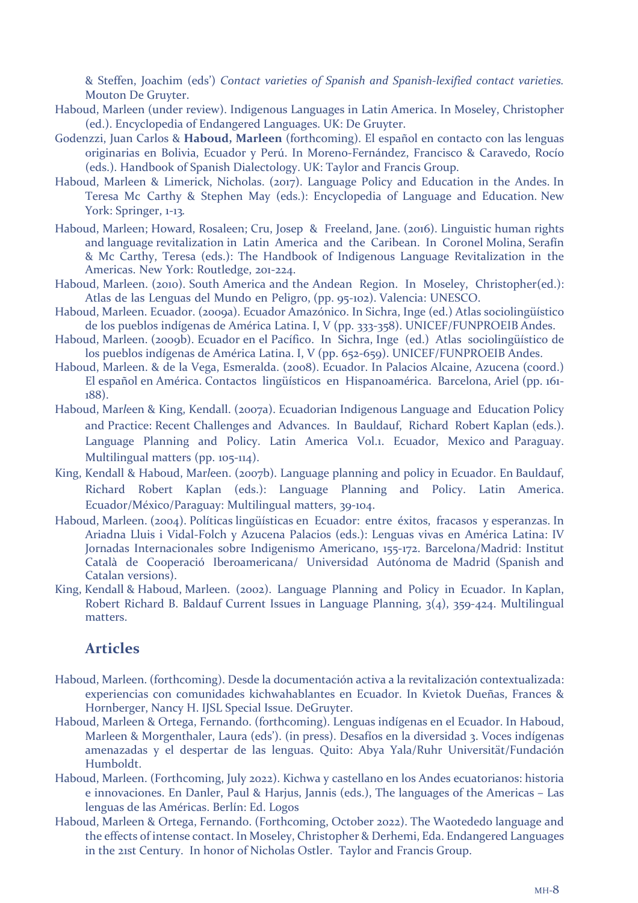& Steffen, Joachim (eds') *Contact varieties of Spanish and Spanish-lexified contact varieties.* Mouton De Gruyter.

Haboud, Marleen (under review). Indigenous Languages in Latin America. In Moseley, Christopher (ed.). Encyclopedia of Endangered Languages. UK: De Gruyter.

Godenzzi, Juan Carlos & **Haboud, Marleen** (forthcoming). El español en contacto con las lenguas originarias en Bolivia, Ecuador y Perú. In Moreno-Fernández, Francisco & Caravedo, Rocío (eds.). Handbook of Spanish Dialectology. UK: Taylor and Francis Group.

Haboud, Marleen & Limerick, Nicholas. (2017). Language Policy and Education in the Andes. In Teresa Mc Carthy & Stephen May (eds.): Encyclopedia of Language and Education. New York: Springer, 1-13.

Haboud, Marleen; Howard, Rosaleen; Cru, Josep & Freeland, Jane. (2016). Linguistic human rights and language revitalization in Latin America and the Caribean. In Coronel Molina, Serafín & Mc Carthy, Teresa (eds.): The Handbook of Indigenous Language Revitalization in the Americas. New York: Routledge, 201-224.

Haboud, Marleen. (2010). South America and the Andean Region. In Moseley, Christopher(ed.): Atlas de las Lenguas del Mundo en Peligro, (pp. 95-102). Valencia: UNESCO.

Haboud, Marleen. Ecuador. (2009a). Ecuador Amazónico. In Sichra, Inge (ed.) Atlas sociolingüístico de los pueblos indígenas de América Latina. I, V (pp. 333-358). UNICEF/FUNPROEIB Andes.

Haboud, Marleen. (2009b). Ecuador en el Pacífico. In Sichra, Inge (ed.) Atlas sociolingüístico de los pueblos indígenas de América Latina. I, V (pp. 652-659). UNICEF/FUNPROEIB Andes.

Haboud, Marleen. & de la Vega, Esmeralda. (2008). Ecuador. In Palacios Alcaine, Azucena (coord.) El español en América. Contactos lingüísticos en Hispanoamérica. Barcelona, Ariel (pp. 161-188).

Haboud, Mar*l*een & King, Kendall. (2007a). Ecuadorian Indigenous Language and Education Policy and Practice: Recent Challenges and Advances. In Bauldauf, Richard Robert Kaplan (eds.). Language Planning and Policy. Latin America Vol.1. Ecuador, Mexico and Paraguay. Multilingual matters (pp. 105-114).

King, Kendall & Haboud, Mar*l*een. (2007b). Language planning and policy in Ecuador. En Bauldauf, Richard Robert Kaplan (eds.): Language Planning and Policy. Latin America. Ecuador/México/Paraguay: Multilingual matters, 39-104.

Haboud, Marleen. (2004). Políticas lingüísticas en Ecuador: entre éxitos, fracasos y esperanzas. In Ariadna Lluis i Vidal-Folch y Azucena Palacios (eds.): Lenguas vivas en América Latina: IV Jornadas Internacionales sobre Indigenismo Americano, 155-172. Barcelona/Madrid: Institut Català de Cooperació Iberoamericana/ Universidad Autónoma de Madrid (Spanish and Catalan versions).

King, Kendall & Haboud, Marleen. (2002). Language Planning and Policy in Ecuador. In Kaplan, Robert Richard B. Baldauf Current Issues in Language Planning, 3(4), 359-424. Multilingual matters.

## Articles

Haboud, Marleen. (forthcoming). Desde la documentación activa a la revitalización contextualizada: experiencias con comunidades kichwahablantes en Ecuador. In Kvietok Dueñas, Frances & Hornberger, Nancy H. IJSL Special Issue. DeGruyter.

Haboud, Marleen & Ortega, Fernando. (forthcoming). Lenguas indígenas en el Ecuador. In Haboud, Marleen & Morgenthaler, Laura (eds'). (in press). Desafíos en la diversidad 3. Voces indígenas amenazadas y el despertar de las lenguas. Quito: Abya Yala/Ruhr Universität/Fundación Humboldt.

Haboud, Marleen. (Forthcoming, July 2022). Kichwa y castellano en los Andes ecuatorianos: historia e innovaciones. En Danler, Paul & Harjus, Jannis (eds.), The languages of the Americas – Las lenguas de las Américas. Berlín: Ed. Logos

Haboud, Marleen & Ortega, Fernando. (Forthcoming, October 2022). The Waotededo language and the effects of intense contact. In Moseley, Christopher & Derhemi, Eda. Endangered Languages in the 21st Century. In honor of Nicholas Ostler. Taylor and Francis Group.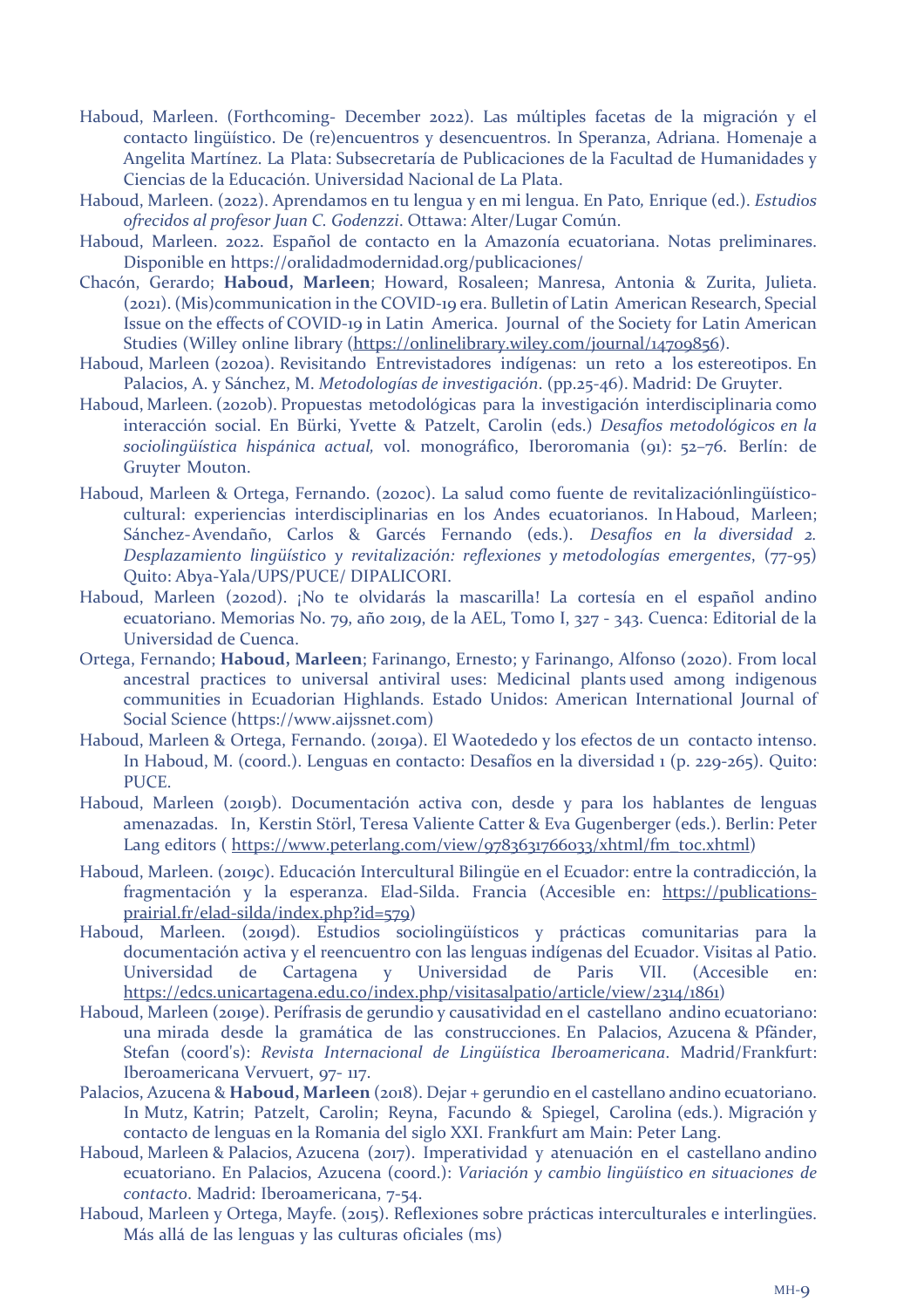Haboud, Marleen. (Forthcoming- December 2022). Las múltiples facetas de la migración y el contacto lingüístico. De (re)encuentros y desencuentros. In Speranza, Adriana. Homenaje a Angelita Martínez. La Plata: Subsecretaría de Publicaciones de la Facultad de Humanidades y Ciencias de la Educación. Universidad Nacional de La Plata.

Haboud, Marleen. (2022). Aprendamos en tu lengua y en mi lengua. En Pato, Enrique (ed.). *Estudios ofrecidos al profesor Juan C. Godenzzi*. Ottawa: Alter/Lugar Común.

Haboud, Marleen. 2022. Español de contacto en la Amazonía ecuatoriana. Notas preliminares. Disponible en https://oralidadmodernidad.org/publicaciones/

Chacón, Gerardo; **Haboud, Marleen**; Howard, Rosaleen; Manresa, Antonia & Zurita, Julieta. (2021). (Mis)communication in the COVID-19 era. Bulletin of Latin American Research, Special Issue on the effects of COVID-19 in Latin America. Journal of the Society for Latin American Studies (Willey online library (https://onlinelibrary.wiley.com/journal/14709856).

Haboud, Marleen (2020a). Revisitando Entrevistadores indígenas: un reto a los estereotipos. En Palacios, A. y Sánchez, M. *Metodologías de investigación*. (pp.25-46). Madrid: De Gruyter.

Haboud, Marleen. (2020b). Propuestas metodológicas para la investigación interdisciplinaria como interacción social. En Bürki, Yvette & Patzelt, Carolin (eds.) *Desafíos metodológicos en la sociolingüística hispánica actual,* vol. monográfico, Iberoromania (91): 52–76. Berlín: de Gruyter Mouton.

Haboud, Marleen & Ortega, Fernando. (2020c). La salud como fuente de revitalizaciónlingüístico-cultural: experiencias interdisciplinarias en los Andes ecuatorianos. In Haboud, Marleen; Sánchez-Avendaño, Carlos & Garcés Fernando (eds.). *Desafíos en la diversidad 2. Desplazamiento lingüístico y revitalización: reflexiones y metodologías emergentes*, (77-95) Quito: Abya-Yala/UPS/PUCE/ DIPALICORI.

Haboud, Marleen (2020d). ¡No te olvidarás la mascarilla! La cortesía en el español andino ecuatoriano. Memorias No. 79, año 2019, de la AEL, Tomo I, 327 - 343. Cuenca: Editorial de la Universidad de Cuenca.

Ortega, Fernando; **Haboud, Marleen**; Farinango, Ernesto; y Farinango, Alfonso (2020). From local ancestral practices to universal antiviral uses: Medicinal plants used among indigenous communities in Ecuadorian Highlands. Estado Unidos: American International Journal of Social Science (https://www.aijssnet.com)

Haboud, Marleen & Ortega, Fernando. (2019a). El Waotededo y los efectos de un contacto intenso. In Haboud, M. (coord.). Lenguas en contacto: Desafíos en la diversidad 1 (p. 229-265). Quito: PUCE.

Haboud, Marleen (2019b). Documentación activa con, desde y para los hablantes de lenguas amenazadas. In, Kerstin Störl, Teresa Valiente Catter & Eva Gugenberger (eds.). Berlin: Peter Lang editors ( https://www.peterlang.com/view/9783631766033/xhtml/fm_toc.xhtml)

Haboud, Marleen. (2019c). Educación Intercultural Bilingüe en el Ecuador: entre la contradicción, la fragmentación y la esperanza. Elad-Silda. Francia (Accesible en: https://publications-prairial.fr/elad-silda/index.php?id=579)

Haboud, Marleen. (2019d). Estudios sociolingüísticos y prácticas comunitarias para la documentación activa y el reencuentro con las lenguas indígenas del Ecuador. Visitas al Patio. Universidad de Cartagena y Universidad de Paris VII. (Accesible en: https://edcs.unicartagena.edu.co/index.php/visitasalpatio/article/view/2314/1861)

Haboud, Marleen (2019e). Perífrasis de gerundio y causatividad en el castellano andino ecuatoriano: una mirada desde la gramática de las construcciones. En Palacios, Azucena & Pfänder, Stefan (coord's): *Revista Internacional de Lingüística Iberoamericana*. Madrid/Frankfurt: Iberoamericana Vervuert, 97- 117.

Palacios, Azucena & **Haboud, Marleen** (2018). Dejar + gerundio en el castellano andino ecuatoriano. In Mutz, Katrin; Patzelt, Carolin; Reyna, Facundo & Spiegel, Carolina (eds.). Migración y contacto de lenguas en la Romania del siglo XXI. Frankfurt am Main: Peter Lang.

Haboud, Marleen & Palacios, Azucena (2017). Imperatividad y atenuación en el castellano andino ecuatoriano. En Palacios, Azucena (coord.): *Variación y cambio lingüístico en situaciones de contacto*. Madrid: Iberoamericana, 7-54.

Haboud, Marleen y Ortega, Mayfe. (2015). Reflexiones sobre prácticas interculturales e interlingües. Más allá de las lenguas y las culturas oficiales (ms)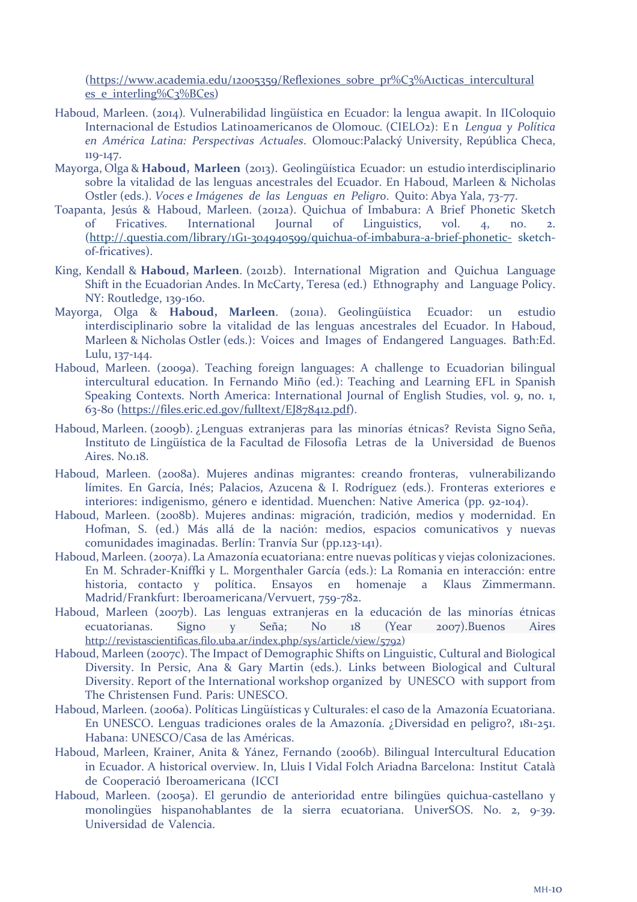(https://www.academia.edu/12005359/Reflexiones_sobre_pr%C3%A1cticas_interculturales_e_interling%C3%BCes)

Haboud, Marleen. (2014). Vulnerabilidad lingüística en Ecuador: la lengua awapit. In IIColoquio Internacional de Estudios Latinoamericanos de Olomouc. (CIELO2): En *Lengua y Política en América Latina: Perspectivas Actuales*. Olomouc:Palacký University, República Checa, 119-147.

Mayorga, Olga & **Haboud, Marleen** (2013). Geolingüística Ecuador: un estudio interdisciplinario sobre la vitalidad de las lenguas ancestrales del Ecuador. En Haboud, Marleen & Nicholas Ostler (eds.). *Voces e Imágenes de las Lenguas en Peligro*. Quito: Abya Yala, 73-77.

Toapanta, Jesús & Haboud, Marleen. (2012a). Quichua of Imbabura: A Brief Phonetic Sketch of Fricatives. International Journal of Linguistics, vol. 4, no. 2. (http://.questia.com/library/1G1-304940599/quichua-of-imbabura-a-brief-phonetic- sketch-of-fricatives).

King, Kendall & **Haboud, Marleen**. (2012b). International Migration and Quichua Language Shift in the Ecuadorian Andes. In McCarty, Teresa (ed.) Ethnography and Language Policy. NY: Routledge, 139-160.

Mayorga, Olga & **Haboud, Marleen**. (2011a). Geolingüística Ecuador: un estudio interdisciplinario sobre la vitalidad de las lenguas ancestrales del Ecuador. In Haboud, Marleen & Nicholas Ostler (eds.): Voices and Images of Endangered Languages. Bath:Ed. Lulu, 137-144.

Haboud, Marleen. (2009a). Teaching foreign languages: A challenge to Ecuadorian bilingual intercultural education. In Fernando Miño (ed.): Teaching and Learning EFL in Spanish Speaking Contexts. North America: International Journal of English Studies, vol. 9, no. 1, 63-80 (https://files.eric.ed.gov/fulltext/EJ878412.pdf).

Haboud, Marleen. (2009b). ¿Lenguas extranjeras para las minorías étnicas? Revista Signo Seña, Instituto de Lingüística de la Facultad de Filosofía Letras de la Universidad de Buenos Aires. No.18.

Haboud, Marleen. (2008a). Mujeres andinas migrantes: creando fronteras, vulnerabilizando límites. En García, Inés; Palacios, Azucena & I. Rodríguez (eds.). Fronteras exteriores e interiores: indigenismo, género e identidad. Muenchen: Native America (pp. 92-104).

Haboud, Marleen. (2008b). Mujeres andinas: migración, tradición, medios y modernidad. En Hofman, S. (ed.) Más allá de la nación: medios, espacios comunicativos y nuevas comunidades imaginadas. Berlín: Tranvía Sur (pp.123-141).

Haboud, Marleen. (2007a). La Amazonía ecuatoriana: entre nuevas políticas y viejas colonizaciones. En M. Schrader-Kniffki y L. Morgenthaler García (eds.): La Romania en interacción: entre historia, contacto y política. Ensayos en homenaje a Klaus Zimmermann. Madrid/Frankfurt: Iberoamericana/Vervuert, 759-782.

Haboud, Marleen (2007b). Las lenguas extranjeras en la educación de las minorías étnicas ecuatorianas. Signo y Seña; No 18 (Year 2007).Buenos Aires http://revistascientificas.filo.uba.ar/index.php/sys/article/view/5792)

Haboud, Marleen (2007c). The Impact of Demographic Shifts on Linguistic, Cultural and Biological Diversity. In Persic, Ana & Gary Martin (eds.). Links between Biological and Cultural Diversity. Report of the International workshop organized by UNESCO with support from The Christensen Fund. Paris: UNESCO.

Haboud, Marleen. (2006a). Políticas Lingüísticas y Culturales: el caso de la Amazonía Ecuatoriana. En UNESCO. Lenguas tradiciones orales de la Amazonía. ¿Diversidad en peligro?, 181-251. Habana: UNESCO/Casa de las Américas.

Haboud, Marleen, Krainer, Anita & Yánez, Fernando (2006b). Bilingual Intercultural Education in Ecuador. A historical overview. In, Lluis I Vidal Folch Ariadna Barcelona: Institut Català de Cooperació Iberoamericana (ICCI

Haboud, Marleen. (2005a). El gerundio de anterioridad entre bilingües quichua-castellano y monolingües hispanohablantes de la sierra ecuatoriana. UniverSOS. No. 2, 9-39. Universidad de Valencia.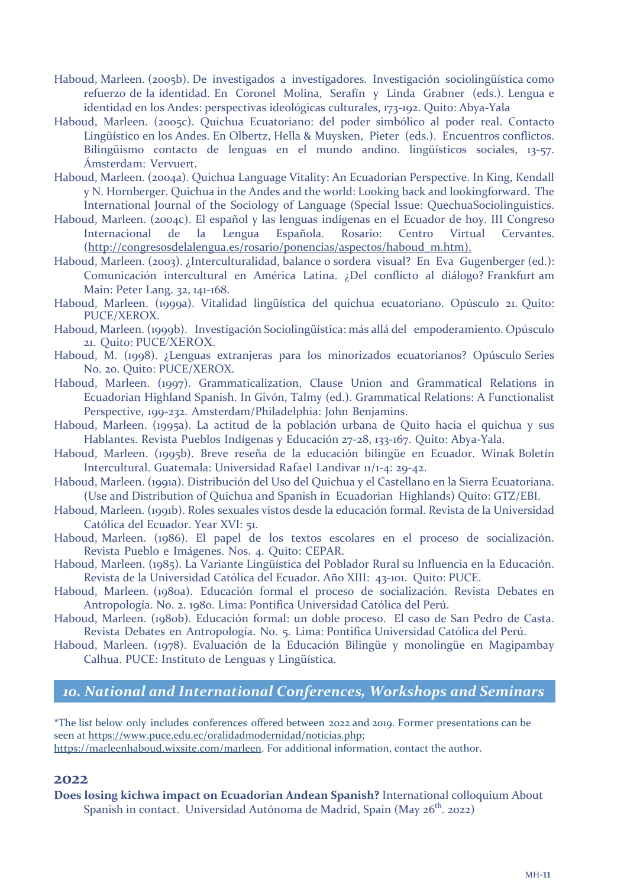Haboud, Marleen. (2005b). De investigados a investigadores. Investigación sociolingüística como refuerzo de la identidad. En Coronel Molina, Serafín y Linda Grabner (eds.). Lengua e identidad en los Andes: perspectivas ideológicas culturales, 173-192. Quito: Abya-Yala

Haboud, Marleen. (2005c). Quichua Ecuatoriano: del poder simbólico al poder real. Contacto Lingüístico en los Andes. En Olbertz, Hella & Muysken, Pieter (eds.). Encuentros conflictos. Bilingüismo contacto de lenguas en el mundo andino. lingüísticos sociales, 13-57. Ámsterdam: Vervuert.

Haboud, Marleen. (2004a). Quichua Language Vitality: An Ecuadorian Perspective. In King, Kendall y N. Hornberger. Quichua in the Andes and the world: Looking back and lookingforward. The International Journal of the Sociology of Language (Special Issue: QuechuaSociolinguistics.

Haboud, Marleen. (2004c). El español y las lenguas indígenas en el Ecuador de hoy. III Congreso Internacional de la Lengua Española. Rosario: Centro Virtual Cervantes. (http://congresosdelalengua.es/rosario/ponencias/aspectos/haboud_m.htm).

Haboud, Marleen. (2003). ¿Interculturalidad, balance o sordera visual? En Eva Gugenberger (ed.): Comunicación intercultural en América Latina. ¿Del conflicto al diálogo? Frankfurt am Main: Peter Lang. 32, 141-168.

Haboud, Marleen. (1999a). Vitalidad lingüística del quichua ecuatoriano. Opúsculo 21. Quito: PUCE/XEROX.

Haboud, Marleen. (1999b). Investigación Sociolingüística: más allá del empoderamiento. Opúsculo 21. Quito: PUCE/XEROX.

Haboud, M. (1998). ¿Lenguas extranjeras para los minorizados ecuatorianos? Opúsculo Series No. 20. Quito: PUCE/XEROX.

Haboud, Marleen. (1997). Grammaticalization, Clause Union and Grammatical Relations in Ecuadorian Highland Spanish. In Givón, Talmy (ed.). Grammatical Relations: A Functionalist Perspective, 199-232. Amsterdam/Philadelphia: John Benjamins.

Haboud, Marleen. (1995a). La actitud de la población urbana de Quito hacia el quichua y sus Hablantes. Revista Pueblos Indígenas y Educación 27-28, 133-167. Quito: Abya-Yala.

Haboud, Marleen. (1995b). Breve reseña de la educación bilingüe en Ecuador. Winak Boletín Intercultural. Guatemala: Universidad Rafael Landivar 11/1-4: 29-42.

Haboud, Marleen. (1991a). Distribución del Uso del Quichua y el Castellano en la Sierra Ecuatoriana. (Use and Distribution of Quichua and Spanish in Ecuadorian Highlands) Quito: GTZ/EBI.

Haboud, Marleen. (1991b). Roles sexuales vistos desde la educación formal. Revista de la Universidad Católica del Ecuador. Year XVI: 51.

Haboud, Marleen. (1986). El papel de los textos escolares en el proceso de socialización. Revista Pueblo e Imágenes. Nos. 4. Quito: CEPAR.

Haboud, Marleen. (1985). La Variante Lingüística del Poblador Rural su Influencia en la Educación. Revista de la Universidad Católica del Ecuador. Año XIII: 43-101. Quito: PUCE.

Haboud, Marleen. (1980a). Educación formal el proceso de socialización. Revista Debates en Antropología. No. 2. 1980. Lima: Pontifica Universidad Católica del Perú.

Haboud, Marleen. (1980b). Educación formal: un doble proceso. El caso de San Pedro de Casta. Revista Debates en Antropología. No. 5. Lima: Pontifica Universidad Católica del Perú.

Haboud, Marleen. (1978). Evaluación de la Educación Bilingüe y monolingüe en Magipambay Calhua. PUCE: Instituto de Lenguas y Lingüística.

## *10. National and International Conferences, Workshops and Seminars*

*The list below only includes conferences offered between 2022 and 2019. Former presentations can be seen at https://www.puce.edu.ec/oralidadmodernidad/noticias.php; https://marleenhaboud.wixsite.com/marleen. For additional information, contact the author.

### 2022

**Does losing kichwa impact on Ecuadorian Andean Spanish?** International colloquium About Spanish in contact. Universidad Autónoma de Madrid, Spain (May 26th. 2022)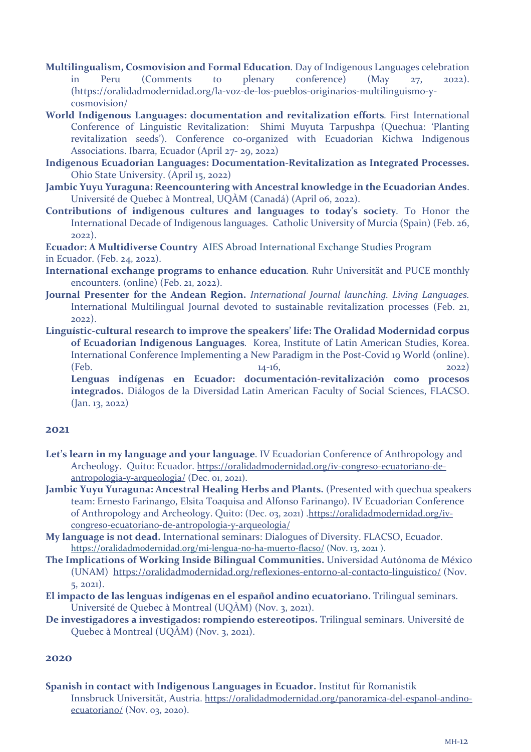**Multilingualism, Cosmovision and Formal Education***.* Day of Indigenous Languages celebration in Peru (Comments to plenary conference) (May 27, 2022). (https://oralidadmodernidad.org/la-voz-de-los-pueblos-originarios-multilinguismo-y-cosmovision/

**World Indigenous Languages: documentation and revitalization efforts***.* First International Conference of Linguistic Revitalization: Shimi Muyuta Tarpushpa (Quechua: 'Planting revitalization seeds'). Conference co-organized with Ecuadorian Kichwa Indigenous Associations. Ibarra, Ecuador (April 27- 29, 2022)

**Indigenous Ecuadorian Languages: Documentation-Revitalization as Integrated Processes.** Ohio State University. (April 15, 2022)

**Jambic Yuyu Yuraguna: Reencountering with Ancestral knowledge in the Ecuadorian Andes**. Université de Quebec à Montreal, UQÀM (Canadá) (April 06, 2022).

**Contributions of indigenous cultures and languages to today's society***.* To Honor the International Decade of Indigenous languages. Catholic University of Murcia (Spain) (Feb. 26, 2022).

**Ecuador: A Multidiverse Country** AIES Abroad International Exchange Studies Program in Ecuador. (Feb. 24, 2022).

**International exchange programs to enhance education***.* Ruhr Universität and PUCE monthly encounters. (online) (Feb. 21, 2022).

**Journal Presenter for the Andean Region.** *International Journal launching. Living Languages.* International Multilingual Journal devoted to sustainable revitalization processes (Feb. 21, 2022).

**Linguístic-cultural research to improve the speakers' life: The Oralidad Modernidad corpus of Ecuadorian Indigenous Languages***.* Korea, Institute of Latin American Studies, Korea. International Conference Implementing a New Paradigm in the Post-Covid 19 World (online). (Feb. 14-16, 2022)

**Lenguas indígenas en Ecuador: documentación-revitalización como procesos integrados.** Diálogos de la Diversidad Latin American Faculty of Social Sciences, FLACSO. (Jan. 13, 2022)

## 2021

**Let's learn in my language and your language**. IV Ecuadorian Conference of Anthropology and Archeology. Quito: Ecuador. https://oralidadmodernidad.org/iv-congreso-ecuatoriano-de-antropologia-y-arqueologia/ (Dec. 01, 2021).

**Jambic Yuyu Yuraguna: Ancestral Healing Herbs and Plants.** (Presented with quechua speakers team: Ernesto Farinango, Elsita Toaquisa and Alfonso Farinango). IV Ecuadorian Conference of Anthropology and Archeology. Quito: (Dec. 03, 2021) .https://oralidadmodernidad.org/iv-congreso-ecuatoriano-de-antropologia-y-arqueologia/

**My language is not dead.** International seminars: Dialogues of Diversity. FLACSO, Ecuador. https://oralidadmodernidad.org/mi-lengua-no-ha-muerto-flacso/ (Nov. 13, 2021 ).

**The Implications of Working Inside Bilingual Communities.** Universidad Autónoma de México (UNAM) https://oralidadmodernidad.org/reflexiones-entorno-al-contacto-linguistico/ (Nov. 5, 2021).

**El impacto de las lenguas indígenas en el español andino ecuatoriano.** Trilingual seminars. Université de Quebec à Montreal (UQÀM) (Nov. 3, 2021).

**De investigadores a investigados: rompiendo estereotipos.** Trilingual seminars. Université de Quebec à Montreal (UQÀM) (Nov. 3, 2021).

## 2020

**Spanish in contact with Indigenous Languages in Ecuador.** Institut für Romanistik Innsbruck Universität, Austria. https://oralidadmodernidad.org/panoramica-del-espanol-andino-ecuatoriano/ (Nov. 03, 2020).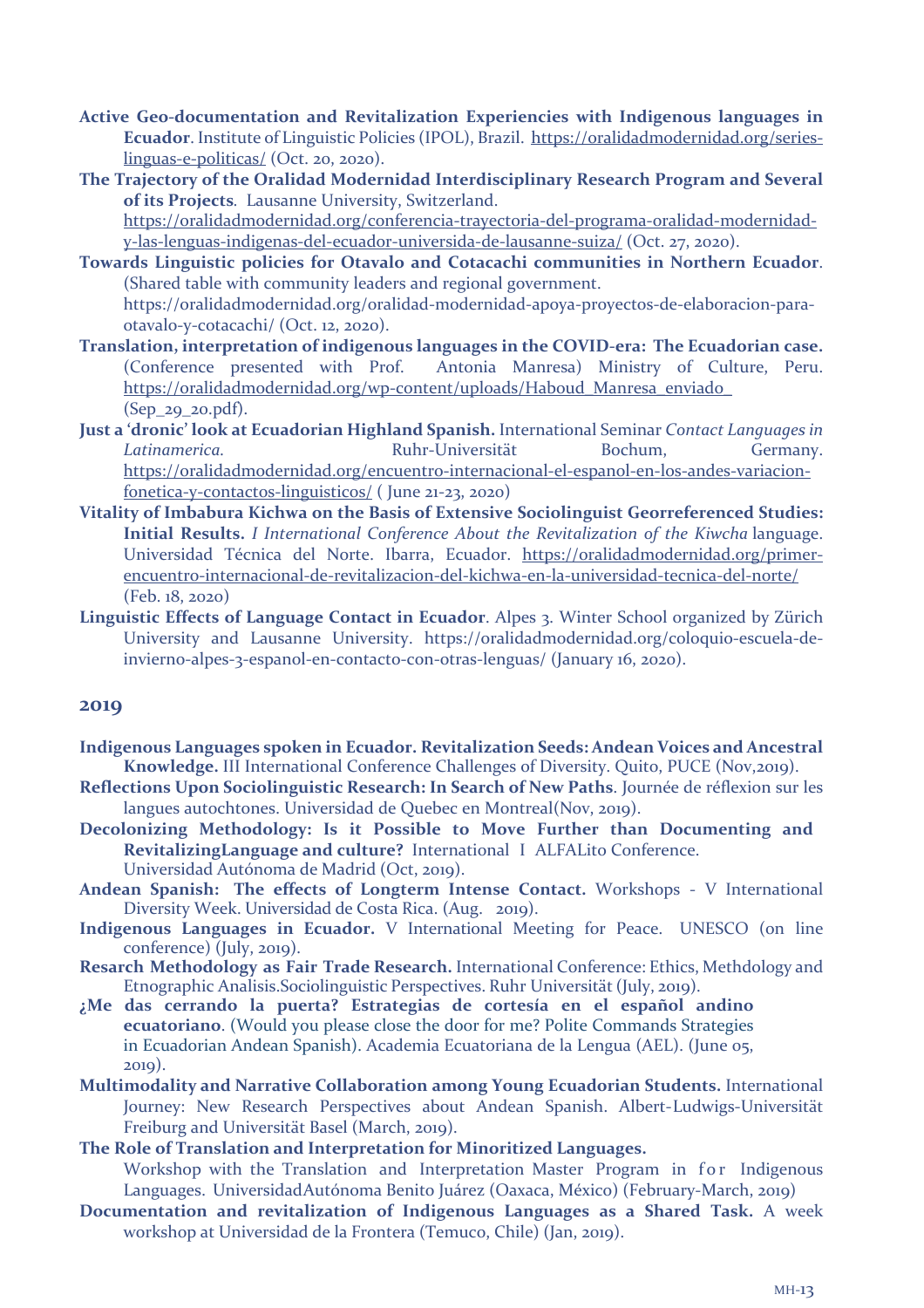**Active Geo-documentation and Revitalization Experiencies with Indigenous languages in Ecuador**. Institute of Linguistic Policies (IPOL), Brazil. https://oralidadmodernidad.org/series-linguas-e-politicas/ (Oct. 20, 2020).

**The Trajectory of the Oralidad Modernidad Interdisciplinary Research Program and Several of its Projects**. Lausanne University, Switzerland. https://oralidadmodernidad.org/conferencia-trayectoria-del-programa-oralidad-modernidad-y-las-lenguas-indigenas-del-ecuador-universida-de-lausanne-suiza/ (Oct. 27, 2020).

**Towards Linguistic policies for Otavalo and Cotacachi communities in Northern Ecuador**. (Shared table with community leaders and regional government. https://oralidadmodernidad.org/oralidad-modernidad-apoya-proyectos-de-elaboracion-para-otavalo-y-cotacachi/ (Oct. 12, 2020).

**Translation, interpretation of indigenous languages in the COVID-era: The Ecuadorian case.** (Conference presented with Prof. Antonia Manresa) Ministry of Culture, Peru. https://oralidadmodernidad.org/wp-content/uploads/Haboud_Manresa_enviado_ (Sep_29_20.pdf).

**Just a 'dronic' look at Ecuadorian Highland Spanish.** International Seminar *Contact Languages in Latinamerica.* Ruhr-Universität Bochum, Germany. https://oralidadmodernidad.org/encuentro-internacional-el-espanol-en-los-andes-variacion-fonetica-y-contactos-linguisticos/ ( June 21-23, 2020)

**Vitality of Imbabura Kichwa on the Basis of Extensive Sociolinguist Georreferenced Studies: Initial Results.** *I International Conference About the Revitalization of the Kiwcha* language. Universidad Técnica del Norte. Ibarra, Ecuador. https://oralidadmodernidad.org/primer-encuentro-internacional-de-revitalizacion-del-kichwa-en-la-universidad-tecnica-del-norte/ (Feb. 18, 2020)

**Linguistic Effects of Language Contact in Ecuador**. Alpes 3. Winter School organized by Zürich University and Lausanne University. https://oralidadmodernidad.org/coloquio-escuela-de-invierno-alpes-3-espanol-en-contacto-con-otras-lenguas/ (January 16, 2020).

## 2019

**Indigenous Languages spoken in Ecuador. Revitalization Seeds: Andean Voices and Ancestral Knowledge.** III International Conference Challenges of Diversity. Quito, PUCE (Nov,2019).

**Reflections Upon Sociolinguistic Research: In Search of New Paths**. Journée de réflexion sur les langues autochtones. Universidad de Quebec en Montreal(Nov, 2019).

**Decolonizing Methodology: Is it Possible to Move Further than Documenting and RevitalizingLanguage and culture?** International I ALFALito Conference. Universidad Autónoma de Madrid (Oct, 2019).

**Andean Spanish: The effects of Longterm Intense Contact.** Workshops - V International Diversity Week. Universidad de Costa Rica. (Aug. 2019).

**Indigenous Languages in Ecuador.** V International Meeting for Peace. UNESCO (on line conference) (July, 2019).

**Resarch Methodology as Fair Trade Research.** International Conference: Ethics, Methdology and Etnographic Analisis.Sociolinguistic Perspectives. Ruhr Universität (July, 2019).

**¿Me das cerrando la puerta? Estrategias de cortesía en el español andino ecuatoriano**. (Would you please close the door for me? Polite Commands Strategies in Ecuadorian Andean Spanish). Academia Ecuatoriana de la Lengua (AEL). (June 05, 2019).

**Multimodality and Narrative Collaboration among Young Ecuadorian Students.** International Journey: New Research Perspectives about Andean Spanish. Albert-Ludwigs-Universität Freiburg and Universität Basel (March, 2019).

**The Role of Translation and Interpretation for Minoritized Languages.** Workshop with the Translation and Interpretation Master Program in for Indigenous Languages. UniversidadAutónoma Benito Juárez (Oaxaca, México) (February-March, 2019)

**Documentation and revitalization of Indigenous Languages as a Shared Task.** A week workshop at Universidad de la Frontera (Temuco, Chile) (Jan, 2019).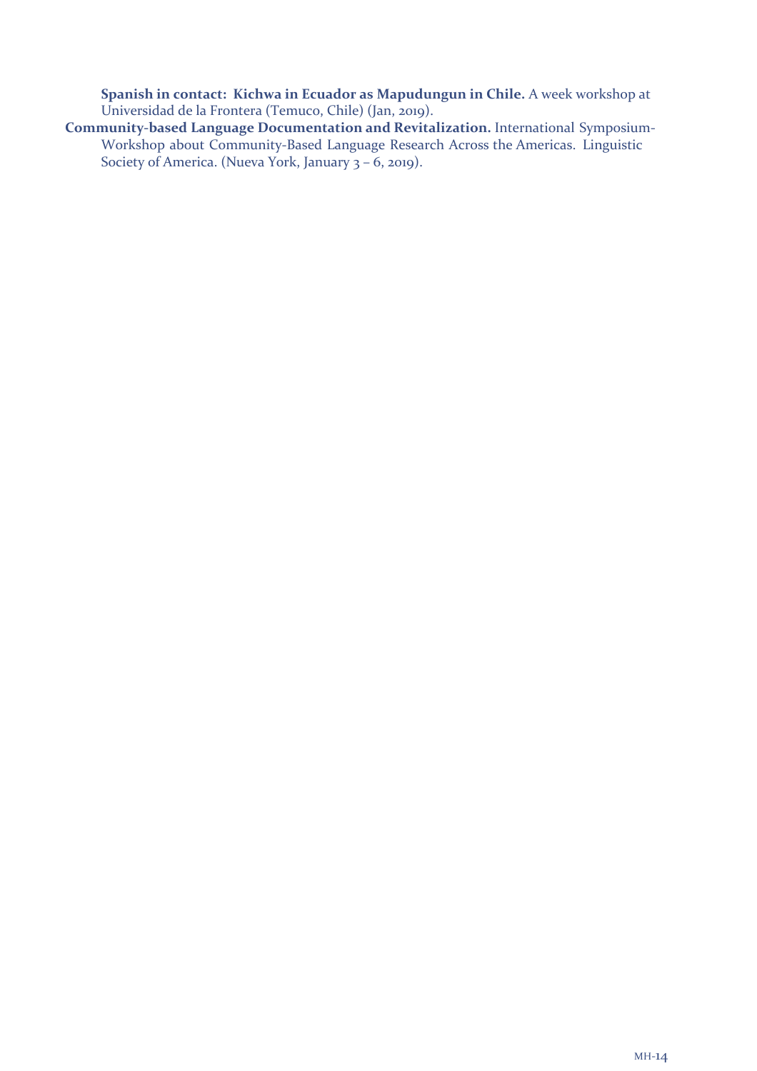**Spanish in contact: Kichwa in Ecuador as Mapudungun in Chile.** A week workshop at Universidad de la Frontera (Temuco, Chile) (Jan, 2019).

**Community-based Language Documentation and Revitalization.** International Symposium-Workshop about Community-Based Language Research Across the Americas. Linguistic Society of America. (Nueva York, January 3 – 6, 2019).